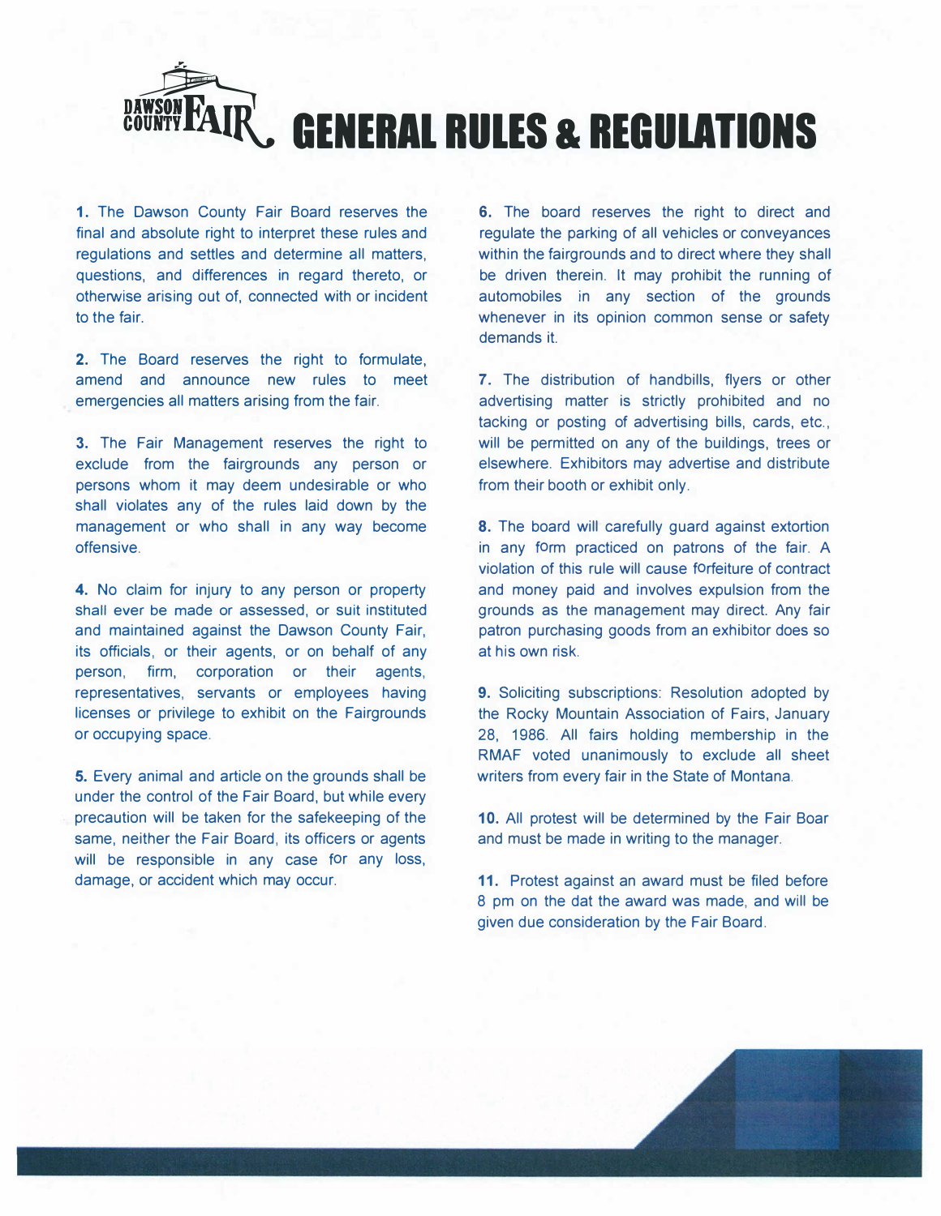# DAWSON COUNTY FAIR GENERAL RULES & REGULATIONS

**1.** The Dawson County Fair Board reserves the final and absolute right to interpret these rules and regulations and settles and determine all matters, questions, and differences in regard thereto, or otherwise arising out of, connected with or incident to the fair.

**2.** The Board reserves the right to formulate, amend and announce new rules to meet emergencies all matters arising from the fair.

**3.** The Fair Management reserves the right to exclude from the fairgrounds any person or persons whom it may deem undesirable or who shall violates any of the rules laid down by the management or who shall in any way become offensive.

**4.** No claim for injury to any person or property shall ever be made or assessed, or suit instituted and maintained against the Dawson County Fair, its officials, or their agents, or on behalf of any person, firm, corporation or their agents, representatives, servants or employees having licenses or privilege to exhibit on the Fairgrounds or occupying space.

**5.** Every animal and article on the grounds shall be under the control of the Fair Board, but while every precaution will be taken for the safekeeping of the same, neither the Fair Board, its officers or agents will be responsible in any case for any loss, damage, or accident which may occur.

**6.** The board reserves the right to direct and regulate the parking of all vehicles or conveyances within the fairgrounds and to direct where they shall be driven therein. It may prohibit the running of automobiles in any section of the grounds whenever in its opinion common sense or safety demands it.

**7.** The distribution of handbills, flyers or other advertising matter is strictly prohibited and no tacking or posting of advertising bills, cards, etc., will be permitted on any of the buildings, trees or elsewhere. Exhibitors may advertise and distribute from their booth or exhibit only.

**8.** The board will carefully guard against extortion in any form practiced on patrons of the fair. A violation of this rule will cause forfeiture of contract and money paid and involves expulsion from the grounds as the management may direct. Any fair patron purchasing goods from an exhibitor does so at his own risk.

**9.** Soliciting subscriptions: Resolution adopted by the Rocky Mountain Association of Fairs, January 28, 1986. All fairs holding membership in the RMAF voted unanimously to exclude all sheet writers from every fair in the State of Montana.

**10.** All protest will be determined by the Fair Boar and must be made in writing to the manager.

**11.** Protest against an award must be filed before 8 pm on the dat the award was made, and will be given due consideration by the Fair Board.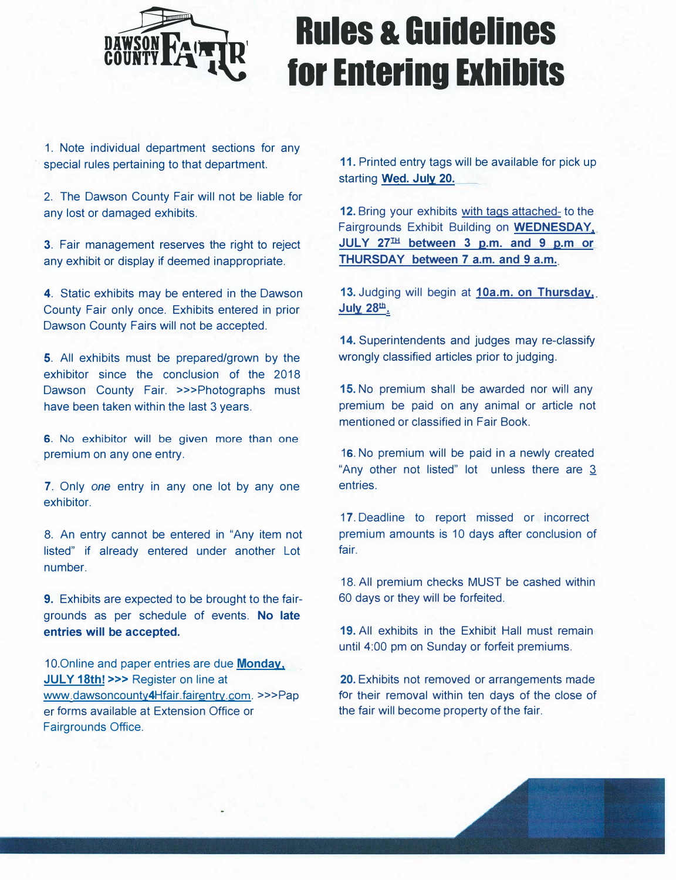# Rules & Guidelines for Entering Exhibits

1. Note individual department sections for any special rules pertaining to that department.

2. The Dawson County Fair will not be liable for any lost or damaged exhibits.

3. Fair management reserves the right to reject any exhibit or display if deemed inappropriate.

4. Static exhibits may be entered in the Dawson County Fair only once. Exhibits entered in prior Dawson County Fairs will not be accepted.

5. All exhibits must be prepared/grown by the exhibitor since the conclusion of the 2018 Dawson County Fair. >>>Photographs must have been taken within the last 3 years.

6. No exhibitor will be given more than one premium on any one entry.

7. Only *one* entry in any one lot by any one exhibitor.

8. An entry cannot be entered in "Any item not listed" if already entered under another Lot number.

9. Exhibits are expected to be brought to the fairgrounds as per schedule of events. **No late entries will be accepted.**

10. Online and paper entries are due **Monday, JULY 18th!** >>> Register on line at www.dawsoncounty4Hfair.fairentry.com. >>>Paper forms available at Extension Office or Fairgrounds Office.

11. Printed entry tags will be available for pick up starting **Wed. July 20.**

12. Bring your exhibits with tags attached- to the Fairgrounds Exhibit Building on **WEDNESDAY, JULY 27TH between 3 p.m. and 9 p.m or THURSDAY between 7 a.m. and 9 a.m.**

13. Judging will begin at **10a.m. on Thursday, July 28th.**

14. Superintendents and judges may re-classify wrongly classified articles prior to judging.

15. No premium shall be awarded nor will any premium be paid on any animal or article not mentioned or classified in Fair Book.

16. No premium will be paid in a newly created "Any other not listed" lot unless there are 3 entries.

17. Deadline to report missed or incorrect premium amounts is 10 days after conclusion of fair.

18. All premium checks MUST be cashed within 60 days or they will be forfeited.

19. All exhibits in the Exhibit Hall must remain until 4:00 pm on Sunday or forfeit premiums.

20. Exhibits not removed or arrangements made for their removal within ten days of the close of the fair will become property of the fair.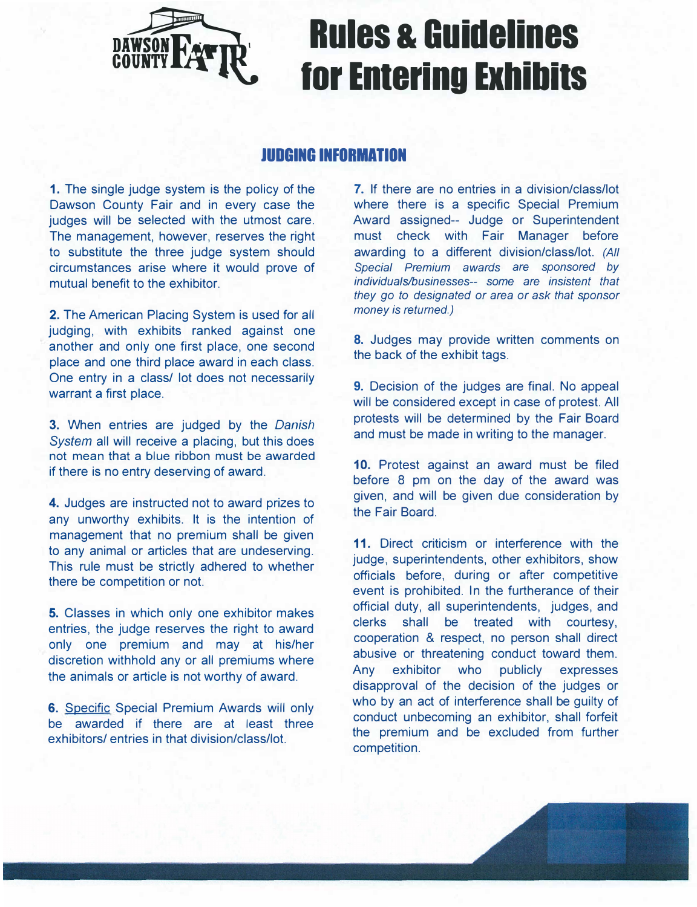# Rules & Guidelines for Entering Exhibits

## JUDGING INFORMATION

**1.** The single judge system is the policy of the Dawson County Fair and in every case the judges will be selected with the utmost care. The management, however, reserves the right to substitute the three judge system should circumstances arise where it would prove of mutual benefit to the exhibitor.

**2.** The American Placing System is used for all judging, with exhibits ranked against one another and only one first place, one second place and one third place award in each class. One entry in a class/ lot does not necessarily warrant a first place.

**3.** When entries are judged by the *Danish System* all will receive a placing, but this does not mean that a blue ribbon must be awarded if there is no entry deserving of award.

**4.** Judges are instructed not to award prizes to any unworthy exhibits. It is the intention of management that no premium shall be given to any animal or articles that are undeserving. This rule must be strictly adhered to whether there be competition or not.

**5.** Classes in which only one exhibitor makes entries, the judge reserves the right to award only one premium and may at his/her discretion withhold any or all premiums where the animals or article is not worthy of award.

**6.** Specific Special Premium Awards will only be awarded if there are at least three exhibitors/ entries in that division/class/lot.

**7.** If there are no entries in a division/class/lot where there is a specific Special Premium Award assigned-- Judge or Superintendent must check with Fair Manager before awarding to a different division/class/lot. *(All Special Premium awards are sponsored by individuals/businesses-- some are insistent that they go to designated or area or ask that sponsor money is returned.)*

**8.** Judges may provide written comments on the back of the exhibit tags.

**9.** Decision of the judges are final. No appeal will be considered except in case of protest. All protests will be determined by the Fair Board and must be made in writing to the manager.

**10.** Protest against an award must be filed before 8 pm on the day of the award was given, and will be given due consideration by the Fair Board.

**11.** Direct criticism or interference with the judge, superintendents, other exhibitors, show officials before, during or after competitive event is prohibited. In the furtherance of their official duty, all superintendents, judges, and clerks shall be treated with courtesy, cooperation & respect, no person shall direct abusive or threatening conduct toward them. Any exhibitor who publicly expresses disapproval of the decision of the judges or who by an act of interference shall be guilty of conduct unbecoming an exhibitor, shall forfeit the premium and be excluded from further competition.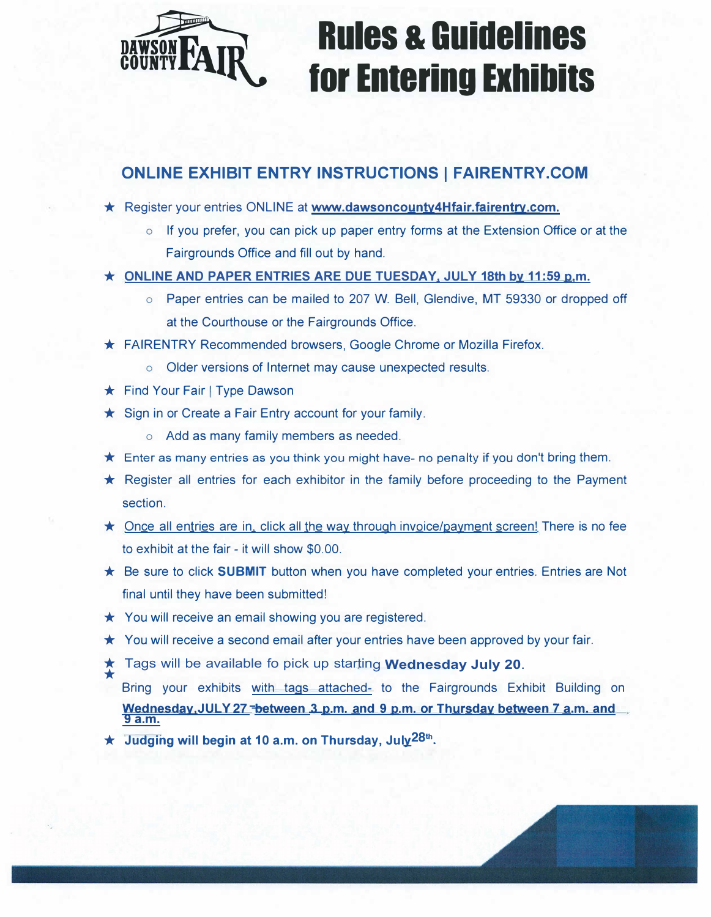# Rules & Guidelines for Entering Exhibits

DAWSON COUNTY FAIR

## ONLINE EXHIBIT ENTRY INSTRUCTIONS | FAIRENTRY.COM

- ★ Register your entries ONLINE at **www.dawsoncounty4Hfair.fairentry.com.**
  - If you prefer, you can pick up paper entry forms at the Extension Office or at the Fairgrounds Office and fill out by hand.
- ★ **ONLINE AND PAPER ENTRIES ARE DUE TUESDAY, JULY 18th by 11:59 p.m.**
  - Paper entries can be mailed to 207 W. Bell, Glendive, MT 59330 or dropped off at the Courthouse or the Fairgrounds Office.
- ★ FAIRENTRY Recommended browsers, Google Chrome or Mozilla Firefox.
  - Older versions of Internet may cause unexpected results.
- ★ Find Your Fair | Type Dawson
- ★ Sign in or Create a Fair Entry account for your family.
  - Add as many family members as needed.
- ★ Enter as many entries as you think you might have- no penalty if you don't bring them.
- ★ Register all entries for each exhibitor in the family before proceeding to the Payment section.
- ★ Once all entries are in, click all the way through invoice/payment screen! There is no fee to exhibit at the fair - it will show $0.00.
- ★ Be sure to click **SUBMIT** button when you have completed your entries. Entries are Not final until they have been submitted!
- ★ You will receive an email showing you are registered.
- ★ You will receive a second email after your entries have been approved by your fair.
- ★ Tags will be available fo pick up starting **Wednesday July 20**.
- ★ Bring your exhibits with tags attached- to the Fairgrounds Exhibit Building on **Wednesday, JULY 27 - between 3 p.m. and 9 p.m. or Thursday between 7 a.m. and 9 a.m.**
- ★ **Judging will begin at 10 a.m. on Thursday, July 28th.**